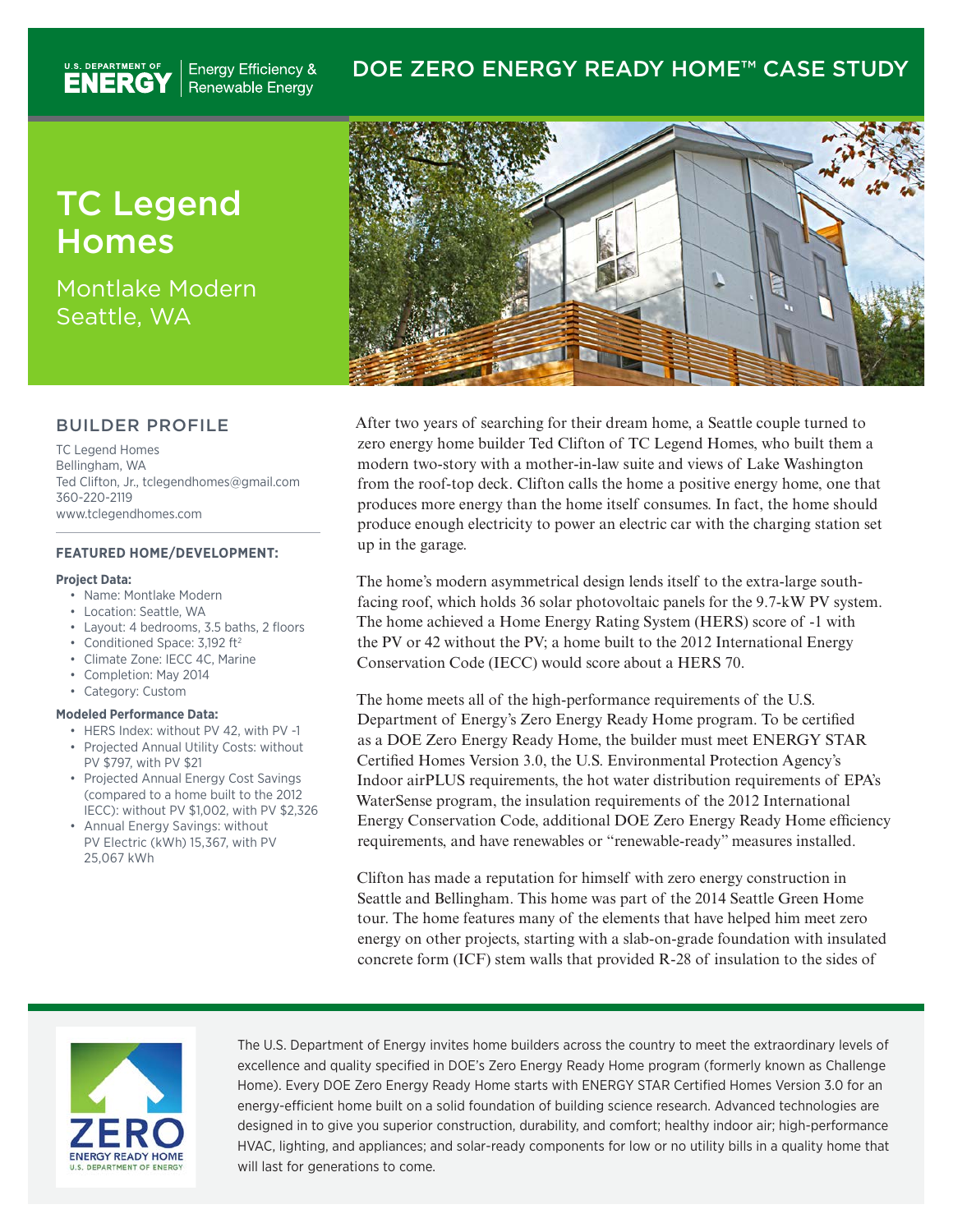U.S. DEPARTMENT OF ENERGY | Energy Efficiency & Renewable Energy

DOE ZERO ENERGY READY HOME™ CASE STUDY

# TC Legend Homes

## Montlake Modern
## Seattle, WA

## BUILDER PROFILE

TC Legend Homes
Bellingham, WA
Ted Clifton, Jr., tclegendhomes@gmail.com
360-220-2119
www.tclegendhomes.com

### FEATURED HOME/DEVELOPMENT:

**Project Data:**

- Name: Montlake Modern
- Location: Seattle, WA
- Layout: 4 bedrooms, 3.5 baths, 2 floors
- Conditioned Space: 3,192 ft$^2$
- Climate Zone: IECC 4C, Marine
- Completion: May 2014
- Category: Custom

**Modeled Performance Data:**

- HERS Index: without PV 42, with PV -1
- Projected Annual Utility Costs: without PV $797, with PV $21
- Projected Annual Energy Cost Savings (compared to a home built to the 2012 IECC): without PV $1,002, with PV $2,326
- Annual Energy Savings: without PV Electric (kWh) 15,367, with PV 25,067 kWh

After two years of searching for their dream home, a Seattle couple turned to zero energy home builder Ted Clifton of TC Legend Homes, who built them a modern two-story with a mother-in-law suite and views of Lake Washington from the roof-top deck. Clifton calls the home a positive energy home, one that produces more energy than the home itself consumes. In fact, the home should produce enough electricity to power an electric car with the charging station set up in the garage.

The home's modern asymmetrical design lends itself to the extra-large south-facing roof, which holds 36 solar photovoltaic panels for the 9.7-kW PV system. The home achieved a Home Energy Rating System (HERS) score of -1 with the PV or 42 without the PV; a home built to the 2012 International Energy Conservation Code (IECC) would score about a HERS 70.

The home meets all of the high-performance requirements of the U.S. Department of Energy's Zero Energy Ready Home program. To be certified as a DOE Zero Energy Ready Home, the builder must meet ENERGY STAR Certified Homes Version 3.0, the U.S. Environmental Protection Agency's Indoor airPLUS requirements, the hot water distribution requirements of EPA's WaterSense program, the insulation requirements of the 2012 International Energy Conservation Code, additional DOE Zero Energy Ready Home efficiency requirements, and have renewables or "renewable-ready" measures installed.

Clifton has made a reputation for himself with zero energy construction in Seattle and Bellingham. This home was part of the 2014 Seattle Green Home tour. The home features many of the elements that have helped him meet zero energy on other projects, starting with a slab-on-grade foundation with insulated concrete form (ICF) stem walls that provided R-28 of insulation to the sides of

ZERO ENERGY READY HOME
U.S. DEPARTMENT OF ENERGY

The U.S. Department of Energy invites home builders across the country to meet the extraordinary levels of excellence and quality specified in DOE's Zero Energy Ready Home program (formerly known as Challenge Home). Every DOE Zero Energy Ready Home starts with ENERGY STAR Certified Homes Version 3.0 for an energy-efficient home built on a solid foundation of building science research. Advanced technologies are designed in to give you superior construction, durability, and comfort; healthy indoor air; high-performance HVAC, lighting, and appliances; and solar-ready components for low or no utility bills in a quality home that will last for generations to come.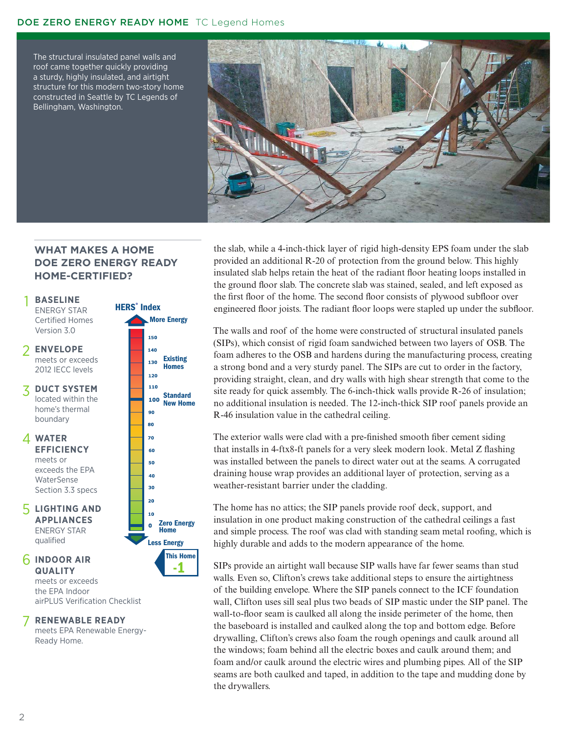The structural insulated panel walls and roof came together quickly providing a sturdy, highly insulated, and airtight structure for this modern two-story home constructed in Seattle by TC Legends of Bellingham, Washington.

## WHAT MAKES A HOME DOE ZERO ENERGY READY HOME-CERTIFIED?

1. **BASELINE**
   ENERGY STAR Certified Homes Version 3.0
2. **ENVELOPE**
   meets or exceeds 2012 IECC levels
3. **DUCT SYSTEM**
   located within the home's thermal boundary
4. **WATER EFFICIENCY**
   meets or exceeds the EPA WaterSense Section 3.3 specs
5. **LIGHTING AND APPLIANCES**
   ENERGY STAR qualified
6. **INDOOR AIR QUALITY**
   meets or exceeds the EPA Indoor airPLUS Verification Checklist
7. **RENEWABLE READY**
   meets EPA Renewable Energy-Ready Home.

HERS® Index
More Energy
150
140
130 Existing Homes
120
110
100 Standard New Home
90
80
70
60
50
40
30
20
10
0 Zero Energy Home
Less Energy
This Home
-1

the slab, while a 4-inch-thick layer of rigid high-density EPS foam under the slab provided an additional R-20 of protection from the ground below. This highly insulated slab helps retain the heat of the radiant floor heating loops installed in the ground floor slab. The concrete slab was stained, sealed, and left exposed as the first floor of the home. The second floor consists of plywood subfloor over engineered floor joists. The radiant floor loops were stapled up under the subfloor.

The walls and roof of the home were constructed of structural insulated panels (SIPs), which consist of rigid foam sandwiched between two layers of OSB. The foam adheres to the OSB and hardens during the manufacturing process, creating a strong bond and a very sturdy panel. The SIPs are cut to order in the factory, providing straight, clean, and dry walls with high shear strength that come to the site ready for quick assembly. The 6-inch-thick walls provide R-26 of insulation; no additional insulation is needed. The 12-inch-thick SIP roof panels provide an R-46 insulation value in the cathedral ceiling.

The exterior walls were clad with a pre-finished smooth fiber cement siding that installs in 4-ftx8-ft panels for a very sleek modern look. Metal Z flashing was installed between the panels to direct water out at the seams. A corrugated draining house wrap provides an additional layer of protection, serving as a weather-resistant barrier under the cladding.

The home has no attics; the SIP panels provide roof deck, support, and insulation in one product making construction of the cathedral ceilings a fast and simple process. The roof was clad with standing seam metal roofing, which is highly durable and adds to the modern appearance of the home.

SIPs provide an airtight wall because SIP walls have far fewer seams than stud walls. Even so, Clifton's crews take additional steps to ensure the airtightness of the building envelope. Where the SIP panels connect to the ICF foundation wall, Clifton uses sill seal plus two beads of SIP mastic under the SIP panel. The wall-to-floor seam is caulked all along the inside perimeter of the home, then the baseboard is installed and caulked along the top and bottom edge. Before drywalling, Clifton's crews also foam the rough openings and caulk around all the windows; foam behind all the electric boxes and caulk around them; and foam and/or caulk around the electric wires and plumbing pipes. All of the SIP seams are both caulked and taped, in addition to the tape and mudding done by the drywallers.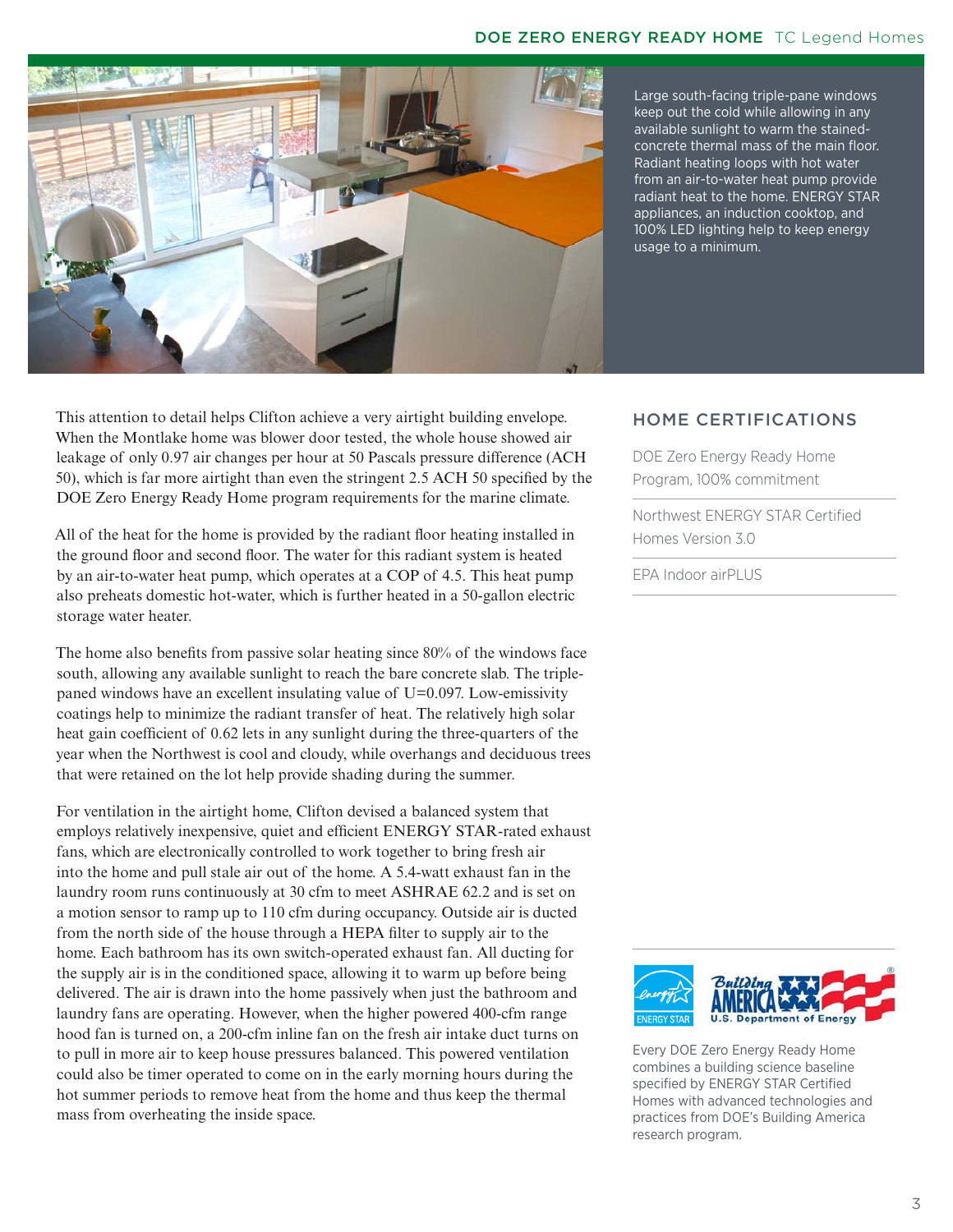Large south-facing triple-pane windows keep out the cold while allowing in any available sunlight to warm the stained-concrete thermal mass of the main floor. Radiant heating loops with hot water from an air-to-water heat pump provide radiant heat to the home. ENERGY STAR appliances, an induction cooktop, and 100% LED lighting help to keep energy usage to a minimum.

This attention to detail helps Clifton achieve a very airtight building envelope. When the Montlake home was blower door tested, the whole house showed air leakage of only 0.97 air changes per hour at 50 Pascals pressure difference (ACH 50), which is far more airtight than even the stringent 2.5 ACH 50 specified by the DOE Zero Energy Ready Home program requirements for the marine climate.

All of the heat for the home is provided by the radiant floor heating installed in the ground floor and second floor. The water for this radiant system is heated by an air-to-water heat pump, which operates at a COP of 4.5. This heat pump also preheats domestic hot-water, which is further heated in a 50-gallon electric storage water heater.

The home also benefits from passive solar heating since 80% of the windows face south, allowing any available sunlight to reach the bare concrete slab. The triple-paned windows have an excellent insulating value of U=0.097. Low-emissivity coatings help to minimize the radiant transfer of heat. The relatively high solar heat gain coefficient of 0.62 lets in any sunlight during the three-quarters of the year when the Northwest is cool and cloudy, while overhangs and deciduous trees that were retained on the lot help provide shading during the summer.

For ventilation in the airtight home, Clifton devised a balanced system that employs relatively inexpensive, quiet and efficient ENERGY STAR-rated exhaust fans, which are electronically controlled to work together to bring fresh air into the home and pull stale air out of the home. A 5.4-watt exhaust fan in the laundry room runs continuously at 30 cfm to meet ASHRAE 62.2 and is set on a motion sensor to ramp up to 110 cfm during occupancy. Outside air is ducted from the north side of the house through a HEPA filter to supply air to the home. Each bathroom has its own switch-operated exhaust fan. All ducting for the supply air is in the conditioned space, allowing it to warm up before being delivered. The air is drawn into the home passively when just the bathroom and laundry fans are operating. However, when the higher powered 400-cfm range hood fan is turned on, a 200-cfm inline fan on the fresh air intake duct turns on to pull in more air to keep house pressures balanced. This powered ventilation could also be timer operated to come on in the early morning hours during the hot summer periods to remove heat from the home and thus keep the thermal mass from overheating the inside space.

## HOME CERTIFICATIONS

DOE Zero Energy Ready Home Program, 100% commitment

Northwest ENERGY STAR Certified Homes Version 3.0

EPA Indoor airPLUS

Every DOE Zero Energy Ready Home combines a building science baseline specified by ENERGY STAR Certified Homes with advanced technologies and practices from DOE's Building America research program.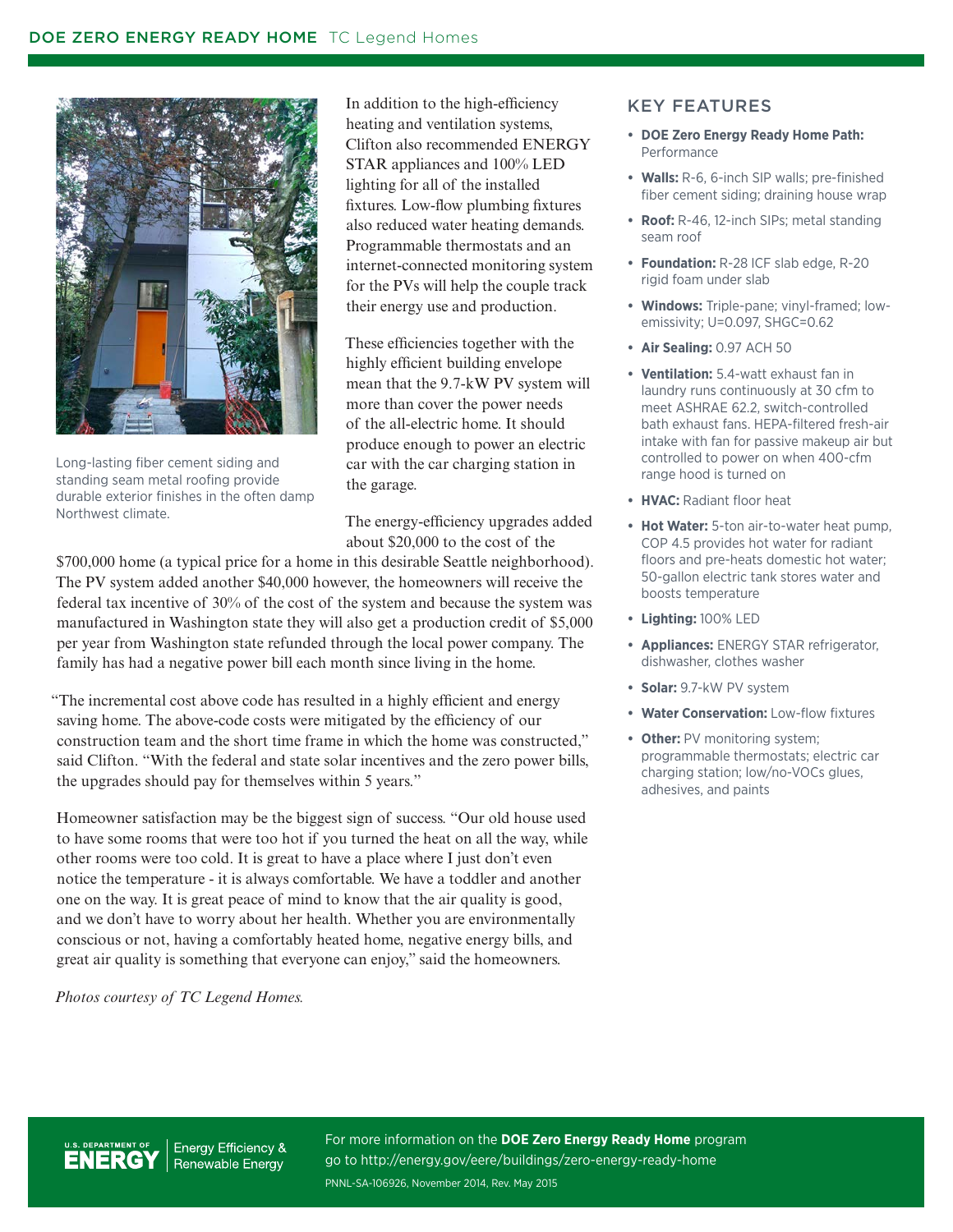Long-lasting fiber cement siding and standing seam metal roofing provide durable exterior finishes in the often damp Northwest climate.

In addition to the high-efficiency heating and ventilation systems, Clifton also recommended ENERGY STAR appliances and 100% LED lighting for all of the installed fixtures. Low-flow plumbing fixtures also reduced water heating demands. Programmable thermostats and an internet-connected monitoring system for the PVs will help the couple track their energy use and production.

These efficiencies together with the highly efficient building envelope mean that the 9.7-kW PV system will more than cover the power needs of the all-electric home. It should produce enough to power an electric car with the car charging station in the garage.

The energy-efficiency upgrades added about $20,000 to the cost of the $700,000 home (a typical price for a home in this desirable Seattle neighborhood). The PV system added another $40,000 however, the homeowners will receive the federal tax incentive of 30% of the cost of the system and because the system was manufactured in Washington state they will also get a production credit of $5,000 per year from Washington state refunded through the local power company. The family has had a negative power bill each month since living in the home.

"The incremental cost above code has resulted in a highly efficient and energy saving home. The above-code costs were mitigated by the efficiency of our construction team and the short time frame in which the home was constructed," said Clifton. "With the federal and state solar incentives and the zero power bills, the upgrades should pay for themselves within 5 years."

Homeowner satisfaction may be the biggest sign of success. "Our old house used to have some rooms that were too hot if you turned the heat on all the way, while other rooms were too cold. It is great to have a place where I just don't even notice the temperature - it is always comfortable. We have a toddler and another one on the way. It is great peace of mind to know that the air quality is good, and we don't have to worry about her health. Whether you are environmentally conscious or not, having a comfortably heated home, negative energy bills, and great air quality is something that everyone can enjoy," said the homeowners.

*Photos courtesy of TC Legend Homes.*

## KEY FEATURES

- **DOE Zero Energy Ready Home Path:** Performance
- **Walls:** R-6, 6-inch SIP walls; pre-finished fiber cement siding; draining house wrap
- **Roof:** R-46, 12-inch SIPs; metal standing seam roof
- **Foundation:** R-28 ICF slab edge, R-20 rigid foam under slab
- **Windows:** Triple-pane; vinyl-framed; low-emissivity; U=0.097, SHGC=0.62
- **Air Sealing:** 0.97 ACH 50
- **Ventilation:** 5.4-watt exhaust fan in laundry runs continuously at 30 cfm to meet ASHRAE 62.2, switch-controlled bath exhaust fans. HEPA-filtered fresh-air intake with fan for passive makeup air but controlled to power on when 400-cfm range hood is turned on
- **HVAC:** Radiant floor heat
- **Hot Water:** 5-ton air-to-water heat pump, COP 4.5 provides hot water for radiant floors and pre-heats domestic hot water; 50-gallon electric tank stores water and boosts temperature
- **Lighting:** 100% LED
- **Appliances:** ENERGY STAR refrigerator, dishwasher, clothes washer
- **Solar:** 9.7-kW PV system
- **Water Conservation:** Low-flow fixtures
- **Other:** PV monitoring system; programmable thermostats; electric car charging station; low/no-VOCs glues, adhesives, and paints

U.S. DEPARTMENT OF ENERGY | Energy Efficiency & Renewable Energy

For more information on the **DOE Zero Energy Ready Home** program go to http://energy.gov/eere/buildings/zero-energy-ready-home

PNNL-SA-106926, November 2014, Rev. May 2015